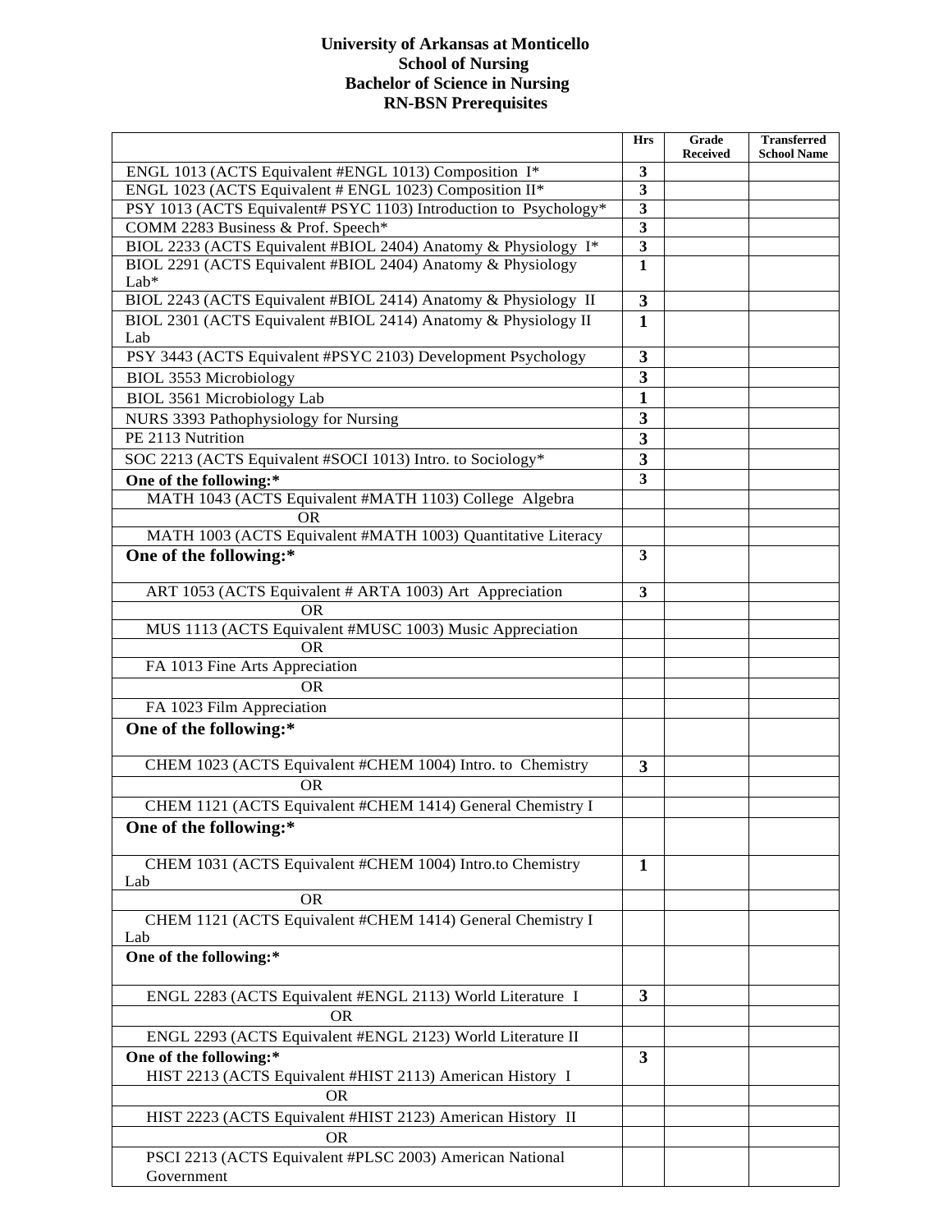# University of Arkansas at Monticello
## School of Nursing
## Bachelor of Science in Nursing
## RN-BSN Prerequisites

| | Hrs | Grade Received | Transferred School Name |
|---|---|---|---|
| ENGL 1013 (ACTS Equivalent #ENGL 1013) Composition I* | 3 | | |
| ENGL 1023 (ACTS Equivalent # ENGL 1023) Composition II* | 3 | | |
| PSY 1013 (ACTS Equivalent# PSYC 1103) Introduction to Psychology* | 3 | | |
| COMM 2283 Business & Prof. Speech* | 3 | | |
| BIOL 2233 (ACTS Equivalent #BIOL 2404) Anatomy & Physiology I* | 3 | | |
| BIOL 2291 (ACTS Equivalent #BIOL 2404) Anatomy & Physiology Lab* | 1 | | |
| BIOL 2243 (ACTS Equivalent #BIOL 2414) Anatomy & Physiology II | 3 | | |
| BIOL 2301 (ACTS Equivalent #BIOL 2414) Anatomy & Physiology II Lab | 1 | | |
| PSY 3443 (ACTS Equivalent #PSYC 2103) Development Psychology | 3 | | |
| BIOL 3553 Microbiology | 3 | | |
| BIOL 3561 Microbiology Lab | 1 | | |
| NURS 3393 Pathophysiology for Nursing | 3 | | |
| PE 2113 Nutrition | 3 | | |
| SOC 2213 (ACTS Equivalent #SOCI 1013) Intro. to Sociology* | 3 | | |
| **One of the following:*** | 3 | | |
| MATH 1043 (ACTS Equivalent #MATH 1103) College Algebra | | | |
| OR | | | |
| MATH 1003 (ACTS Equivalent #MATH 1003) Quantitative Literacy | | | |
| **One of the following:*** | 3 | | |
| ART 1053 (ACTS Equivalent # ARTA 1003) Art Appreciation | 3 | | |
| OR | | | |
| MUS 1113 (ACTS Equivalent #MUSC 1003) Music Appreciation | | | |
| OR | | | |
| FA 1013 Fine Arts Appreciation | | | |
| OR | | | |
| FA 1023 Film Appreciation | | | |
| **One of the following:*** | | | |
| CHEM 1023 (ACTS Equivalent #CHEM 1004) Intro. to Chemistry | 3 | | |
| OR | | | |
| CHEM 1121 (ACTS Equivalent #CHEM 1414) General Chemistry I | | | |
| **One of the following:*** | | | |
| CHEM 1031 (ACTS Equivalent #CHEM 1004) Intro.to Chemistry Lab | 1 | | |
| OR | | | |
| CHEM 1121 (ACTS Equivalent #CHEM 1414) General Chemistry I Lab | | | |
| **One of the following:*** | | | |
| ENGL 2283 (ACTS Equivalent #ENGL 2113) World Literature I | 3 | | |
| OR | | | |
| ENGL 2293 (ACTS Equivalent #ENGL 2123) World Literature II | | | |
| **One of the following:*** HIST 2213 (ACTS Equivalent #HIST 2113) American History I | 3 | | |
| OR | | | |
| HIST 2223 (ACTS Equivalent #HIST 2123) American History II | | | |
| OR | | | |
| PSCI 2213 (ACTS Equivalent #PLSC 2003) American National Government | | | |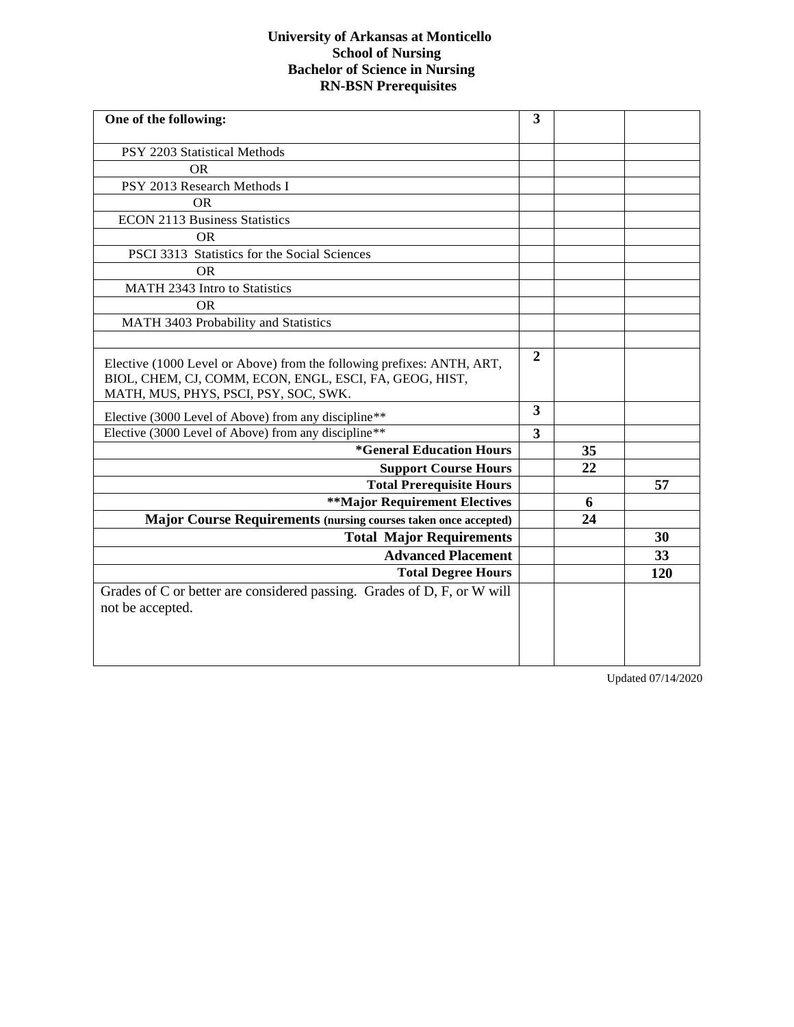**University of Arkansas at Monticello**
**School of Nursing**
**Bachelor of Science in Nursing**
**RN-BSN Prerequisites**

| | | | |
|---|---|---|---|
| **One of the following:** | **3** | | |
| PSY 2203 Statistical Methods | | | |
| OR | | | |
| PSY 2013 Research Methods I | | | |
| OR | | | |
| ECON 2113 Business Statistics | | | |
| OR | | | |
| PSCI 3313 Statistics for the Social Sciences | | | |
| OR | | | |
| MATH 2343 Intro to Statistics | | | |
| OR | | | |
| MATH 3403 Probability and Statistics | | | |
| | | | |
| Elective (1000 Level or Above) from the following prefixes: ANTH, ART, BIOL, CHEM, CJ, COMM, ECON, ENGL, ESCI, FA, GEOG, HIST, MATH, MUS, PHYS, PSCI, PSY, SOC, SWK. | **2** | | |
| Elective (3000 Level of Above) from any discipline** | **3** | | |
| Elective (3000 Level of Above) from any discipline** | **3** | | |
| ***General Education Hours** | | **35** | |
| **Support Course Hours** | | **22** | |
| **Total Prerequisite Hours** | | | **57** |
| ****Major Requirement Electives** | | **6** | |
| **Major Course Requirements (nursing courses taken once accepted)** | | **24** | |
| **Total Major Requirements** | | | **30** |
| **Advanced Placement** | | | **33** |
| **Total Degree Hours** | | | **120** |
| Grades of C or better are considered passing. Grades of D, F, or W will not be accepted. | | | |

Updated 07/14/2020